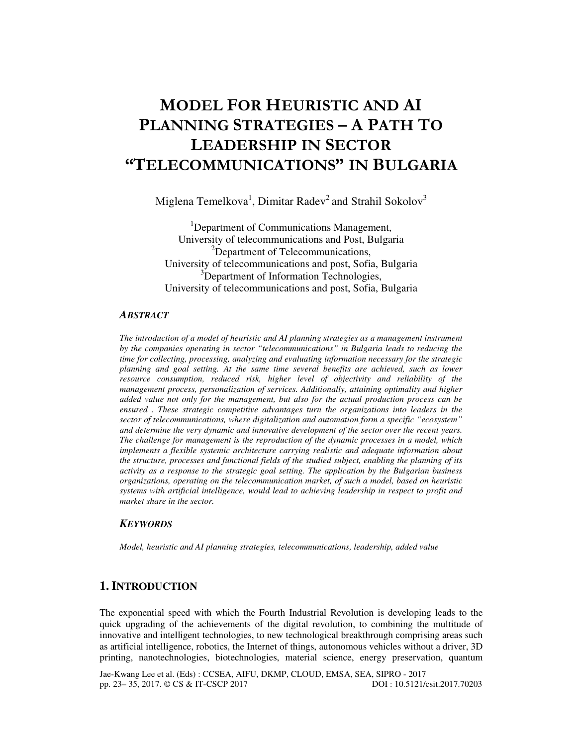# MODEL FOR HEURISTIC AND AI PLANNING STRATEGIES – A PATH TO LEADERSHIP IN SECTOR "TELECOMMUNICATIONS" IN BULGARIA

Miglena Temelkova[1], Dimitar Radev[2] and Strahil Sokolov[3]

[1]Department of Communications Management, University of telecommunications and Post, Bulgaria
[2]Department of Telecommunications, University of telecommunications and post, Sofia, Bulgaria
[3]Department of Information Technologies, University of telecommunications and post, Sofia, Bulgaria

### *ABSTRACT*

*The introduction of a model of heuristic and AI planning strategies as a management instrument by the companies operating in sector "telecommunications" in Bulgaria leads to reducing the time for collecting, processing, analyzing and evaluating information necessary for the strategic planning and goal setting. At the same time several benefits are achieved, such as lower resource consumption, reduced risk, higher level of objectivity and reliability of the management process, personalization of services. Additionally, attaining optimality and higher added value not only for the management, but also for the actual production process can be ensured . These strategic competitive advantages turn the organizations into leaders in the sector of telecommunications, where digitalization and automation form a specific "ecosystem" and determine the very dynamic and innovative development of the sector over the recent years. The challenge for management is the reproduction of the dynamic processes in a model, which implements a flexible systemic architecture carrying realistic and adequate information about the structure, processes and functional fields of the studied subject, enabling the planning of its activity as a response to the strategic goal setting. The application by the Bulgarian business organizations, operating on the telecommunication market, of such a model, based on heuristic systems with artificial intelligence, would lead to achieving leadership in respect to profit and market share in the sector.*

### *KEYWORDS*

*Model, heuristic and AI planning strategies, telecommunications, leadership, added value*

## 1. INTRODUCTION

The exponential speed with which the Fourth Industrial Revolution is developing leads to the quick upgrading of the achievements of the digital revolution, to combining the multitude of innovative and intelligent technologies, to new technological breakthrough comprising areas such as artificial intelligence, robotics, the Internet of things, autonomous vehicles without a driver, 3D printing, nanotechnologies, biotechnologies, material science, energy preservation, quantum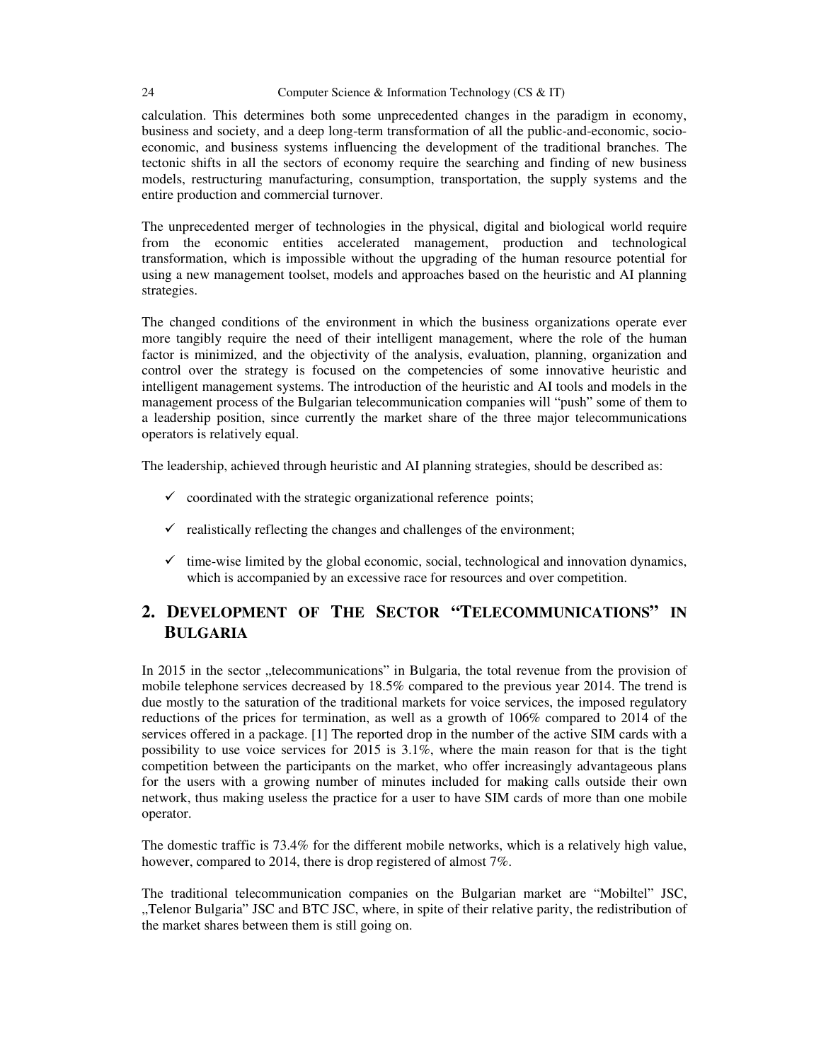calculation. This determines both some unprecedented changes in the paradigm in economy, business and society, and a deep long-term transformation of all the public-and-economic, socio-economic, and business systems influencing the development of the traditional branches. The tectonic shifts in all the sectors of economy require the searching and finding of new business models, restructuring manufacturing, consumption, transportation, the supply systems and the entire production and commercial turnover.

The unprecedented merger of technologies in the physical, digital and biological world require from the economic entities accelerated management, production and technological transformation, which is impossible without the upgrading of the human resource potential for using a new management toolset, models and approaches based on the heuristic and AI planning strategies.

The changed conditions of the environment in which the business organizations operate ever more tangibly require the need of their intelligent management, where the role of the human factor is minimized, and the objectivity of the analysis, evaluation, planning, organization and control over the strategy is focused on the competencies of some innovative heuristic and intelligent management systems. The introduction of the heuristic and AI tools and models in the management process of the Bulgarian telecommunication companies will "push" some of them to a leadership position, since currently the market share of the three major telecommunications operators is relatively equal.

The leadership, achieved through heuristic and AI planning strategies, should be described as:

- ✓ coordinated with the strategic organizational reference points;
- ✓ realistically reflecting the changes and challenges of the environment;
- ✓ time-wise limited by the global economic, social, technological and innovation dynamics, which is accompanied by an excessive race for resources and over competition.

## 2. Development of The Sector "Telecommunications" in Bulgaria

In 2015 in the sector „telecommunications" in Bulgaria, the total revenue from the provision of mobile telephone services decreased by 18.5% compared to the previous year 2014. The trend is due mostly to the saturation of the traditional markets for voice services, the imposed regulatory reductions of the prices for termination, as well as a growth of 106% compared to 2014 of the services offered in a package. [1] The reported drop in the number of the active SIM cards with a possibility to use voice services for 2015 is 3.1%, where the main reason for that is the tight competition between the participants on the market, who offer increasingly advantageous plans for the users with a growing number of minutes included for making calls outside their own network, thus making useless the practice for a user to have SIM cards of more than one mobile operator.

The domestic traffic is 73.4% for the different mobile networks, which is a relatively high value, however, compared to 2014, there is drop registered of almost 7%.

The traditional telecommunication companies on the Bulgarian market are "Mobiltel" JSC, „Telenor Bulgaria" JSC and BTC JSC, where, in spite of their relative parity, the redistribution of the market shares between them is still going on.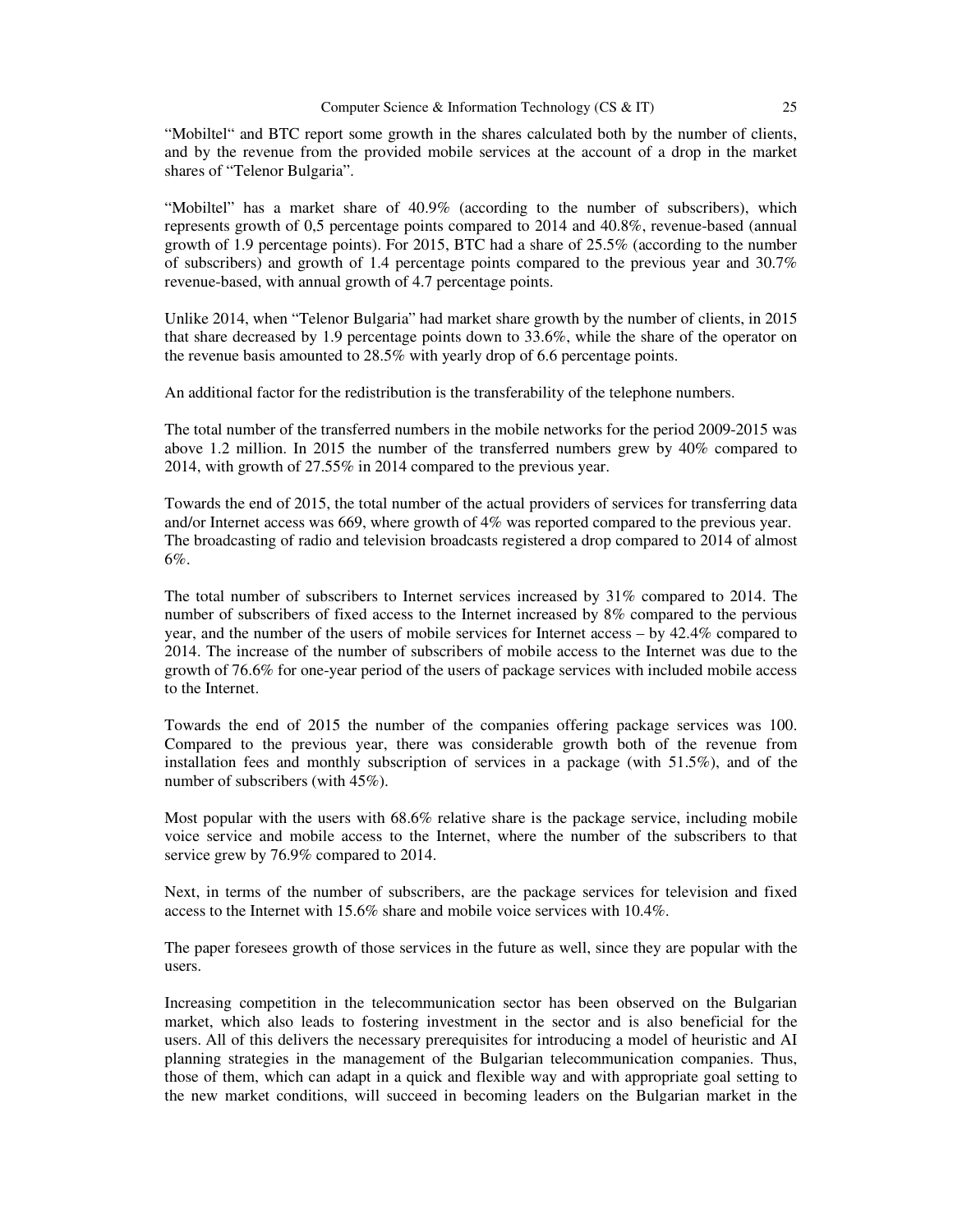“Mobiltel“ and BTC report some growth in the shares calculated both by the number of clients, and by the revenue from the provided mobile services at the account of a drop in the market shares of “Telenor Bulgaria”.

“Mobiltel” has a market share of 40.9% (according to the number of subscribers), which represents growth of 0,5 percentage points compared to 2014 and 40.8%, revenue-based (annual growth of 1.9 percentage points). For 2015, BTC had a share of 25.5% (according to the number of subscribers) and growth of 1.4 percentage points compared to the previous year and 30.7% revenue-based, with annual growth of 4.7 percentage points.

Unlike 2014, when “Telenor Bulgaria” had market share growth by the number of clients, in 2015 that share decreased by 1.9 percentage points down to 33.6%, while the share of the operator on the revenue basis amounted to 28.5% with yearly drop of 6.6 percentage points.

An additional factor for the redistribution is the transferability of the telephone numbers.

The total number of the transferred numbers in the mobile networks for the period 2009-2015 was above 1.2 million. In 2015 the number of the transferred numbers grew by 40% compared to 2014, with growth of 27.55% in 2014 compared to the previous year.

Towards the end of 2015, the total number of the actual providers of services for transferring data and/or Internet access was 669, where growth of 4% was reported compared to the previous year. The broadcasting of radio and television broadcasts registered a drop compared to 2014 of almost 6%.

The total number of subscribers to Internet services increased by 31% compared to 2014. The number of subscribers of fixed access to the Internet increased by 8% compared to the pervious year, and the number of the users of mobile services for Internet access – by 42.4% compared to 2014. The increase of the number of subscribers of mobile access to the Internet was due to the growth of 76.6% for one-year period of the users of package services with included mobile access to the Internet.

Towards the end of 2015 the number of the companies offering package services was 100. Compared to the previous year, there was considerable growth both of the revenue from installation fees and monthly subscription of services in a package (with 51.5%), and of the number of subscribers (with 45%).

Most popular with the users with 68.6% relative share is the package service, including mobile voice service and mobile access to the Internet, where the number of the subscribers to that service grew by 76.9% compared to 2014.

Next, in terms of the number of subscribers, are the package services for television and fixed access to the Internet with 15.6% share and mobile voice services with 10.4%.

The paper foresees growth of those services in the future as well, since they are popular with the users.

Increasing competition in the telecommunication sector has been observed on the Bulgarian market, which also leads to fostering investment in the sector and is also beneficial for the users. All of this delivers the necessary prerequisites for introducing a model of heuristic and AI planning strategies in the management of the Bulgarian telecommunication companies. Thus, those of them, which can adapt in a quick and flexible way and with appropriate goal setting to the new market conditions, will succeed in becoming leaders on the Bulgarian market in the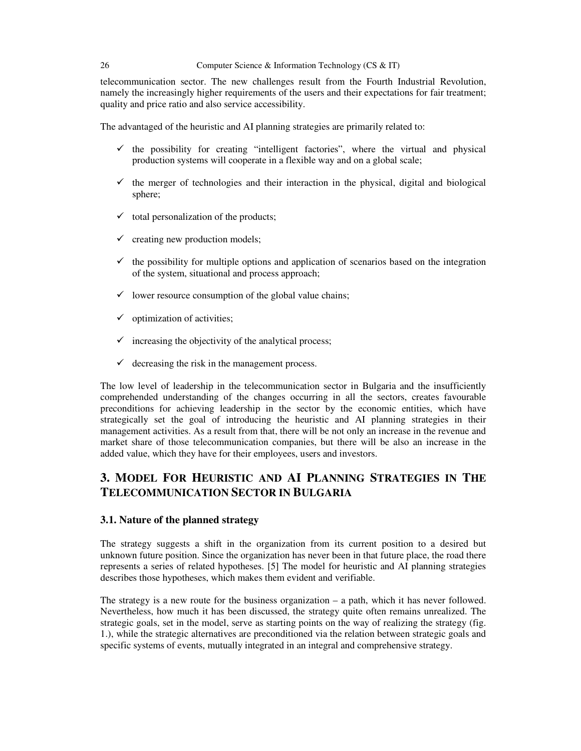telecommunication sector. The new challenges result from the Fourth Industrial Revolution, namely the increasingly higher requirements of the users and their expectations for fair treatment; quality and price ratio and also service accessibility.

The advantaged of the heuristic and AI planning strategies are primarily related to:

- ✓ the possibility for creating "intelligent factories", where the virtual and physical production systems will cooperate in a flexible way and on a global scale;
- ✓ the merger of technologies and their interaction in the physical, digital and biological sphere;
- ✓ total personalization of the products;
- ✓ creating new production models;
- ✓ the possibility for multiple options and application of scenarios based on the integration of the system, situational and process approach;
- ✓ lower resource consumption of the global value chains;
- ✓ optimization of activities;
- ✓ increasing the objectivity of the analytical process;
- ✓ decreasing the risk in the management process.

The low level of leadership in the telecommunication sector in Bulgaria and the insufficiently comprehended understanding of the changes occurring in all the sectors, creates favourable preconditions for achieving leadership in the sector by the economic entities, which have strategically set the goal of introducing the heuristic and AI planning strategies in their management activities. As a result from that, there will be not only an increase in the revenue and market share of those telecommunication companies, but there will be also an increase in the added value, which they have for their employees, users and investors.

## 3. Model For Heuristic and AI Planning Strategies in The Telecommunication Sector in Bulgaria

### 3.1. Nature of the planned strategy

The strategy suggests a shift in the organization from its current position to a desired but unknown future position. Since the organization has never been in that future place, the road there represents a series of related hypotheses. [5] The model for heuristic and AI planning strategies describes those hypotheses, which makes them evident and verifiable.

The strategy is a new route for the business organization – a path, which it has never followed. Nevertheless, how much it has been discussed, the strategy quite often remains unrealized. The strategic goals, set in the model, serve as starting points on the way of realizing the strategy (fig. 1.), while the strategic alternatives are preconditioned via the relation between strategic goals and specific systems of events, mutually integrated in an integral and comprehensive strategy.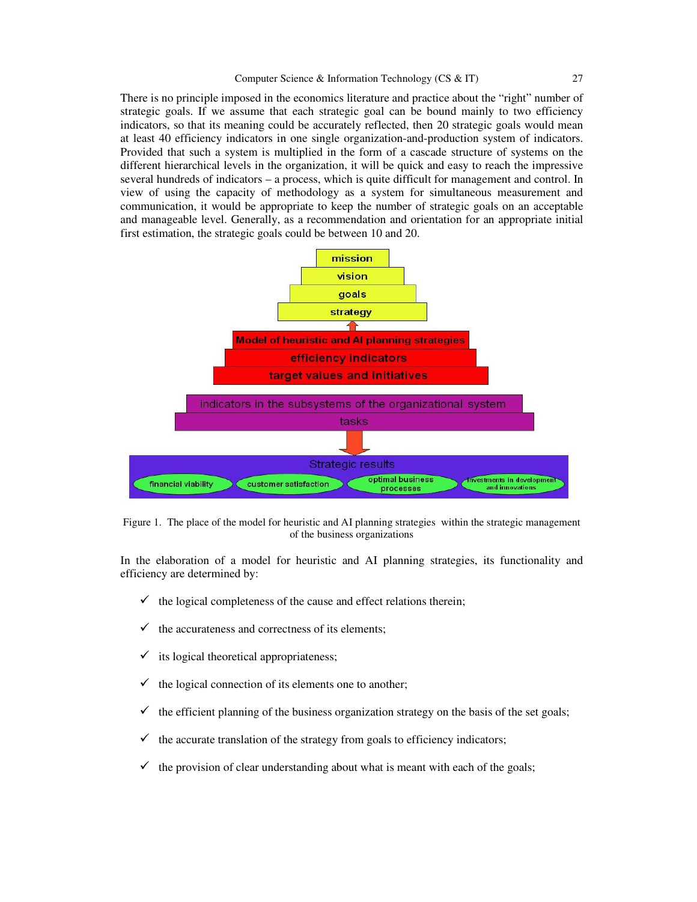There is no principle imposed in the economics literature and practice about the "right" number of strategic goals. If we assume that each strategic goal can be bound mainly to two efficiency indicators, so that its meaning could be accurately reflected, then 20 strategic goals would mean at least 40 efficiency indicators in one single organization-and-production system of indicators. Provided that such a system is multiplied in the form of a cascade structure of systems on the different hierarchical levels in the organization, it will be quick and easy to reach the impressive several hundreds of indicators – a process, which is quite difficult for management and control. In view of using the capacity of methodology as a system for simultaneous measurement and communication, it would be appropriate to keep the number of strategic goals on an acceptable and manageable level. Generally, as a recommendation and orientation for an appropriate initial first estimation, the strategic goals could be between 10 and 20.

Figure 1. The place of the model for heuristic and AI planning strategies within the strategic management of the business organizations

In the elaboration of a model for heuristic and AI planning strategies, its functionality and efficiency are determined by:

- ✓ the logical completeness of the cause and effect relations therein;
- ✓ the accurateness and correctness of its elements;
- ✓ its logical theoretical appropriateness;
- ✓ the logical connection of its elements one to another;
- ✓ the efficient planning of the business organization strategy on the basis of the set goals;
- ✓ the accurate translation of the strategy from goals to efficiency indicators;
- ✓ the provision of clear understanding about what is meant with each of the goals;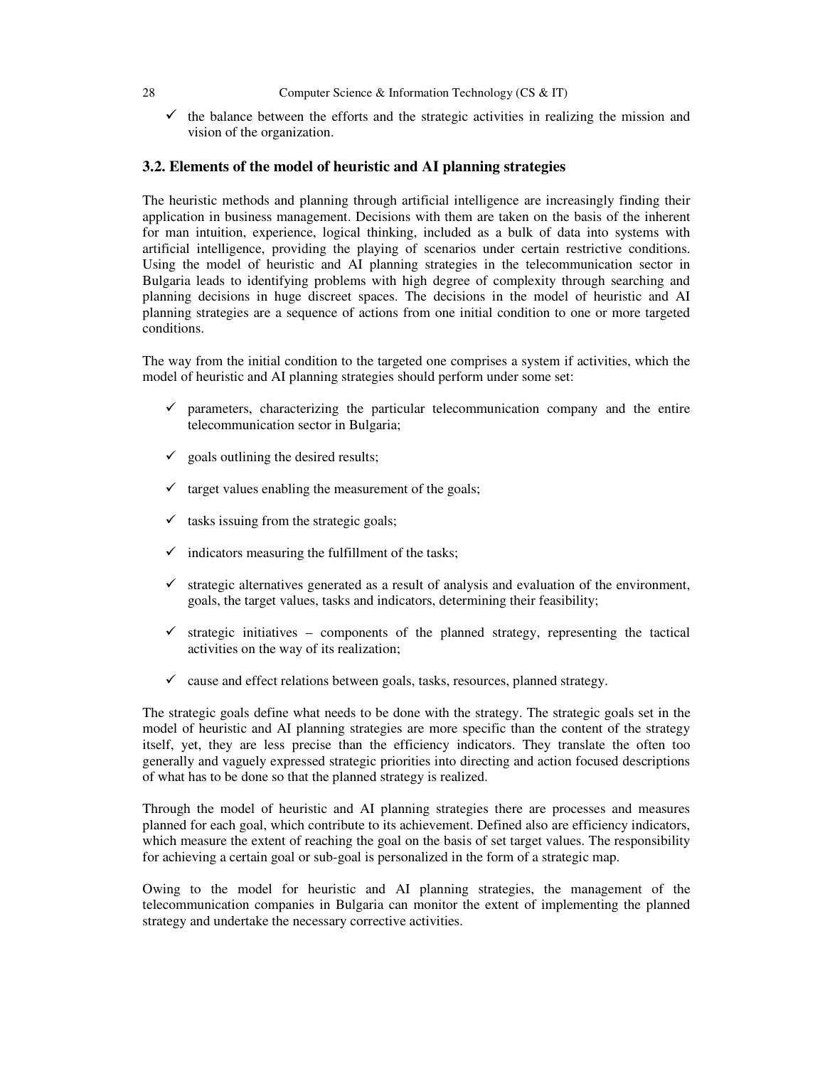- ✓ the balance between the efforts and the strategic activities in realizing the mission and vision of the organization.

### 3.2. Elements of the model of heuristic and AI planning strategies

The heuristic methods and planning through artificial intelligence are increasingly finding their application in business management. Decisions with them are taken on the basis of the inherent for man intuition, experience, logical thinking, included as a bulk of data into systems with artificial intelligence, providing the playing of scenarios under certain restrictive conditions. Using the model of heuristic and AI planning strategies in the telecommunication sector in Bulgaria leads to identifying problems with high degree of complexity through searching and planning decisions in huge discreet spaces. The decisions in the model of heuristic and AI planning strategies are a sequence of actions from one initial condition to one or more targeted conditions.

The way from the initial condition to the targeted one comprises a system if activities, which the model of heuristic and AI planning strategies should perform under some set:

- ✓ parameters, characterizing the particular telecommunication company and the entire telecommunication sector in Bulgaria;
- ✓ goals outlining the desired results;
- ✓ target values enabling the measurement of the goals;
- ✓ tasks issuing from the strategic goals;
- ✓ indicators measuring the fulfillment of the tasks;
- ✓ strategic alternatives generated as a result of analysis and evaluation of the environment, goals, the target values, tasks and indicators, determining their feasibility;
- ✓ strategic initiatives – components of the planned strategy, representing the tactical activities on the way of its realization;
- ✓ cause and effect relations between goals, tasks, resources, planned strategy.

The strategic goals define what needs to be done with the strategy. The strategic goals set in the model of heuristic and AI planning strategies are more specific than the content of the strategy itself, yet, they are less precise than the efficiency indicators. They translate the often too generally and vaguely expressed strategic priorities into directing and action focused descriptions of what has to be done so that the planned strategy is realized.

Through the model of heuristic and AI planning strategies there are processes and measures planned for each goal, which contribute to its achievement. Defined also are efficiency indicators, which measure the extent of reaching the goal on the basis of set target values. The responsibility for achieving a certain goal or sub-goal is personalized in the form of a strategic map.

Owing to the model for heuristic and AI planning strategies, the management of the telecommunication companies in Bulgaria can monitor the extent of implementing the planned strategy and undertake the necessary corrective activities.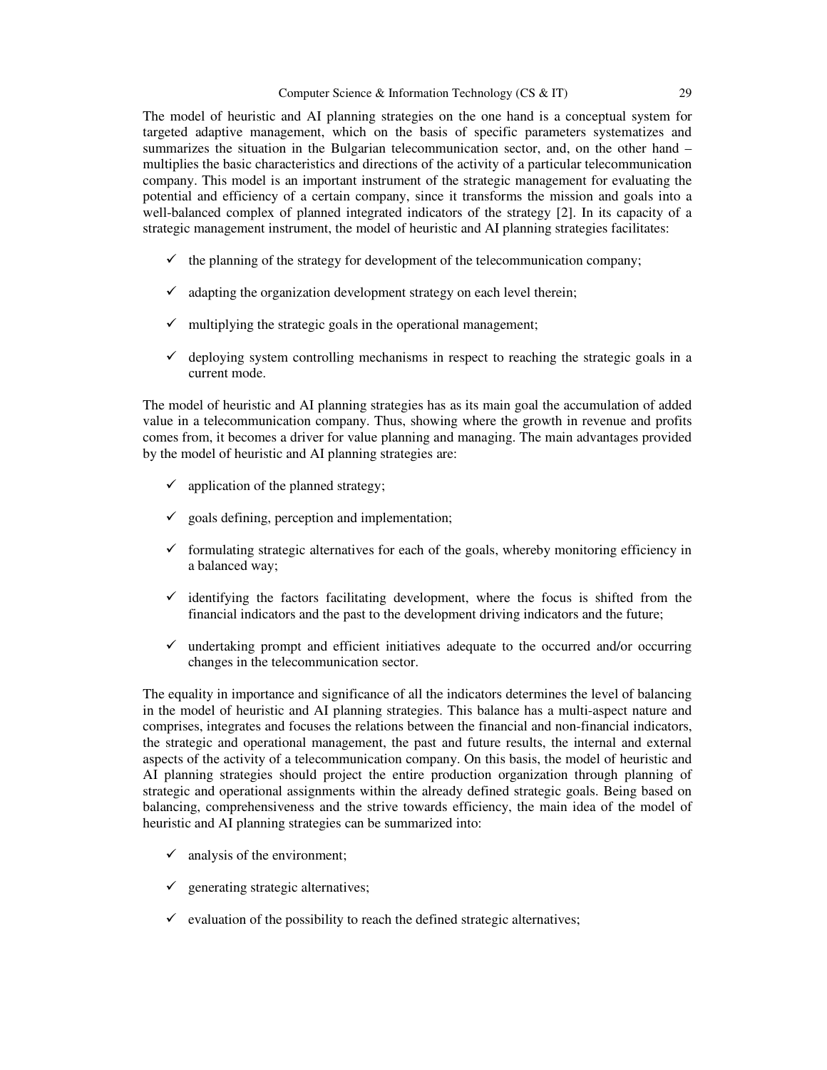The model of heuristic and AI planning strategies on the one hand is a conceptual system for targeted adaptive management, which on the basis of specific parameters systematizes and summarizes the situation in the Bulgarian telecommunication sector, and, on the other hand – multiplies the basic characteristics and directions of the activity of a particular telecommunication company. This model is an important instrument of the strategic management for evaluating the potential and efficiency of a certain company, since it transforms the mission and goals into a well-balanced complex of planned integrated indicators of the strategy [2]. In its capacity of a strategic management instrument, the model of heuristic and AI planning strategies facilitates:

- ✓ the planning of the strategy for development of the telecommunication company;
- ✓ adapting the organization development strategy on each level therein;
- ✓ multiplying the strategic goals in the operational management;
- ✓ deploying system controlling mechanisms in respect to reaching the strategic goals in a current mode.

The model of heuristic and AI planning strategies has as its main goal the accumulation of added value in a telecommunication company. Thus, showing where the growth in revenue and profits comes from, it becomes a driver for value planning and managing. The main advantages provided by the model of heuristic and AI planning strategies are:

- ✓ application of the planned strategy;
- ✓ goals defining, perception and implementation;
- ✓ formulating strategic alternatives for each of the goals, whereby monitoring efficiency in a balanced way;
- ✓ identifying the factors facilitating development, where the focus is shifted from the financial indicators and the past to the development driving indicators and the future;
- ✓ undertaking prompt and efficient initiatives adequate to the occurred and/or occurring changes in the telecommunication sector.

The equality in importance and significance of all the indicators determines the level of balancing in the model of heuristic and AI planning strategies. This balance has a multi-aspect nature and comprises, integrates and focuses the relations between the financial and non-financial indicators, the strategic and operational management, the past and future results, the internal and external aspects of the activity of a telecommunication company. On this basis, the model of heuristic and AI planning strategies should project the entire production organization through planning of strategic and operational assignments within the already defined strategic goals. Being based on balancing, comprehensiveness and the strive towards efficiency, the main idea of the model of heuristic and AI planning strategies can be summarized into:

- ✓ analysis of the environment;
- ✓ generating strategic alternatives;
- ✓ evaluation of the possibility to reach the defined strategic alternatives;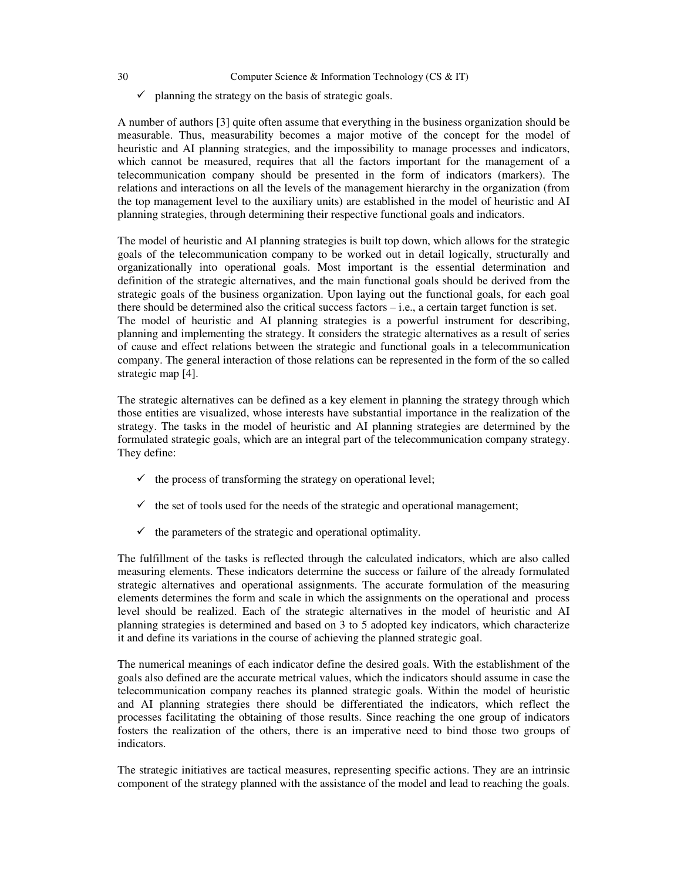- ✓ planning the strategy on the basis of strategic goals.

A number of authors [3] quite often assume that everything in the business organization should be measurable. Thus, measurability becomes a major motive of the concept for the model of heuristic and AI planning strategies, and the impossibility to manage processes and indicators, which cannot be measured, requires that all the factors important for the management of a telecommunication company should be presented in the form of indicators (markers). The relations and interactions on all the levels of the management hierarchy in the organization (from the top management level to the auxiliary units) are established in the model of heuristic and AI planning strategies, through determining their respective functional goals and indicators.

The model of heuristic and AI planning strategies is built top down, which allows for the strategic goals of the telecommunication company to be worked out in detail logically, structurally and organizationally into operational goals. Most important is the essential determination and definition of the strategic alternatives, and the main functional goals should be derived from the strategic goals of the business organization. Upon laying out the functional goals, for each goal there should be determined also the critical success factors – i.e., a certain target function is set.
The model of heuristic and AI planning strategies is a powerful instrument for describing, planning and implementing the strategy. It considers the strategic alternatives as a result of series of cause and effect relations between the strategic and functional goals in a telecommunication company. The general interaction of those relations can be represented in the form of the so called strategic map [4].

The strategic alternatives can be defined as a key element in planning the strategy through which those entities are visualized, whose interests have substantial importance in the realization of the strategy. The tasks in the model of heuristic and AI planning strategies are determined by the formulated strategic goals, which are an integral part of the telecommunication company strategy. They define:

- ✓ the process of transforming the strategy on operational level;
- ✓ the set of tools used for the needs of the strategic and operational management;
- ✓ the parameters of the strategic and operational optimality.

The fulfillment of the tasks is reflected through the calculated indicators, which are also called measuring elements. These indicators determine the success or failure of the already formulated strategic alternatives and operational assignments. The accurate formulation of the measuring elements determines the form and scale in which the assignments on the operational and process level should be realized. Each of the strategic alternatives in the model of heuristic and AI planning strategies is determined and based on 3 to 5 adopted key indicators, which characterize it and define its variations in the course of achieving the planned strategic goal.

The numerical meanings of each indicator define the desired goals. With the establishment of the goals also defined are the accurate metrical values, which the indicators should assume in case the telecommunication company reaches its planned strategic goals. Within the model of heuristic and AI planning strategies there should be differentiated the indicators, which reflect the processes facilitating the obtaining of those results. Since reaching the one group of indicators fosters the realization of the others, there is an imperative need to bind those two groups of indicators.

The strategic initiatives are tactical measures, representing specific actions. They are an intrinsic component of the strategy planned with the assistance of the model and lead to reaching the goals.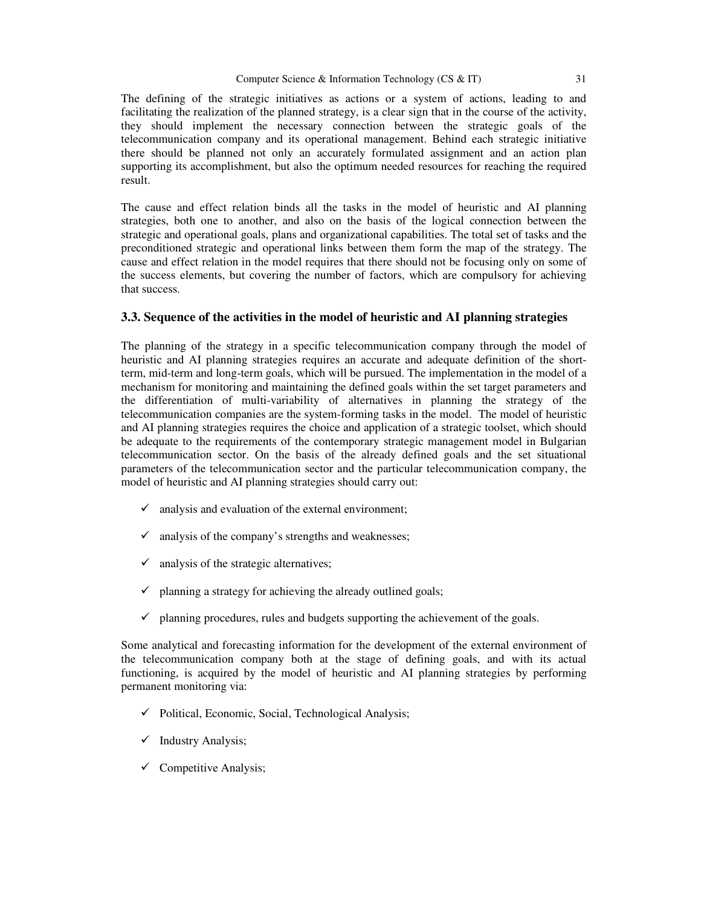The defining of the strategic initiatives as actions or a system of actions, leading to and facilitating the realization of the planned strategy, is a clear sign that in the course of the activity, they should implement the necessary connection between the strategic goals of the telecommunication company and its operational management. Behind each strategic initiative there should be planned not only an accurately formulated assignment and an action plan supporting its accomplishment, but also the optimum needed resources for reaching the required result.

The cause and effect relation binds all the tasks in the model of heuristic and AI planning strategies, both one to another, and also on the basis of the logical connection between the strategic and operational goals, plans and organizational capabilities. The total set of tasks and the preconditioned strategic and operational links between them form the map of the strategy. The cause and effect relation in the model requires that there should not be focusing only on some of the success elements, but covering the number of factors, which are compulsory for achieving that success.

### 3.3. Sequence of the activities in the model of heuristic and AI planning strategies

The planning of the strategy in a specific telecommunication company through the model of heuristic and AI planning strategies requires an accurate and adequate definition of the short-term, mid-term and long-term goals, which will be pursued. The implementation in the model of a mechanism for monitoring and maintaining the defined goals within the set target parameters and the differentiation of multi-variability of alternatives in planning the strategy of the telecommunication companies are the system-forming tasks in the model. The model of heuristic and AI planning strategies requires the choice and application of a strategic toolset, which should be adequate to the requirements of the contemporary strategic management model in Bulgarian telecommunication sector. On the basis of the already defined goals and the set situational parameters of the telecommunication sector and the particular telecommunication company, the model of heuristic and AI planning strategies should carry out:

- ✓ analysis and evaluation of the external environment;
- ✓ analysis of the company's strengths and weaknesses;
- ✓ analysis of the strategic alternatives;
- ✓ planning a strategy for achieving the already outlined goals;
- ✓ planning procedures, rules and budgets supporting the achievement of the goals.

Some analytical and forecasting information for the development of the external environment of the telecommunication company both at the stage of defining goals, and with its actual functioning, is acquired by the model of heuristic and AI planning strategies by performing permanent monitoring via:

- ✓ Political, Economic, Social, Technological Analysis;
- ✓ Industry Analysis;
- ✓ Competitive Analysis;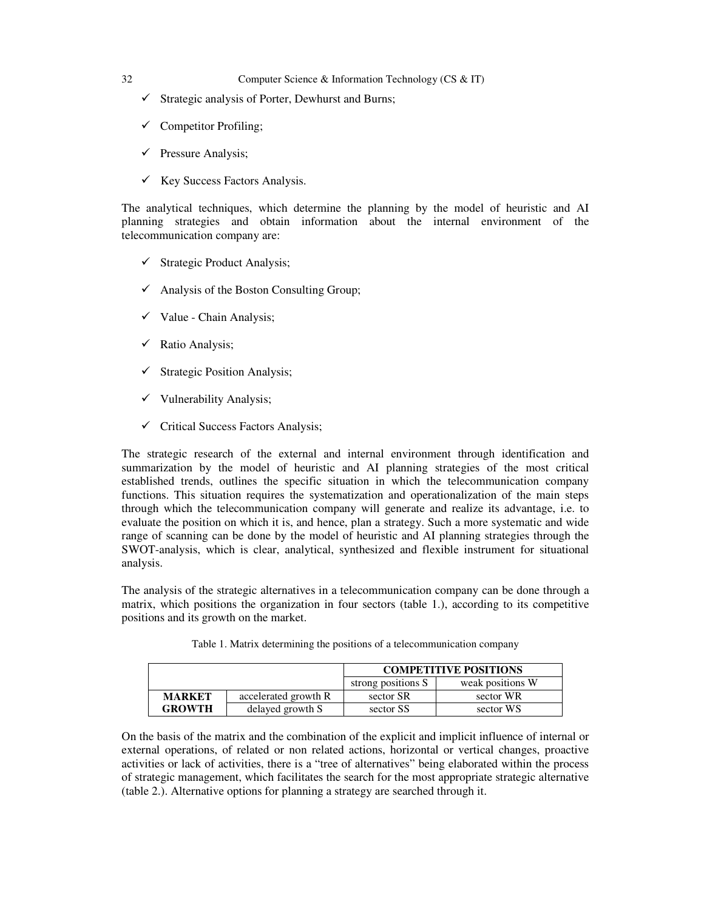- ✓ Strategic analysis of Porter, Dewhurst and Burns;
- ✓ Competitor Profiling;
- ✓ Pressure Analysis;
- ✓ Key Success Factors Analysis.

The analytical techniques, which determine the planning by the model of heuristic and AI planning strategies and obtain information about the internal environment of the telecommunication company are:

- ✓ Strategic Product Analysis;
- ✓ Analysis of the Boston Consulting Group;
- ✓ Value - Chain Analysis;
- ✓ Ratio Analysis;
- ✓ Strategic Position Analysis;
- ✓ Vulnerability Analysis;
- ✓ Critical Success Factors Analysis;

The strategic research of the external and internal environment through identification and summarization by the model of heuristic and AI planning strategies of the most critical established trends, outlines the specific situation in which the telecommunication company functions. This situation requires the systematization and operationalization of the main steps through which the telecommunication company will generate and realize its advantage, i.e. to evaluate the position on which it is, and hence, plan a strategy. Such a more systematic and wide range of scanning can be done by the model of heuristic and AI planning strategies through the SWOT-analysis, which is clear, analytical, synthesized and flexible instrument for situational analysis.

The analysis of the strategic alternatives in a telecommunication company can be done through a matrix, which positions the organization in four sectors (table 1.), according to its competitive positions and its growth on the market.

Table 1. Matrix determining the positions of a telecommunication company

| | | **COMPETITIVE POSITIONS** | |
|---|---|---|---|
| | | strong positions S | weak positions W |
| **MARKET GROWTH** | accelerated growth R | sector SR | sector WR |
| | delayed growth S | sector SS | sector WS |

On the basis of the matrix and the combination of the explicit and implicit influence of internal or external operations, of related or non related actions, horizontal or vertical changes, proactive activities or lack of activities, there is a "tree of alternatives" being elaborated within the process of strategic management, which facilitates the search for the most appropriate strategic alternative (table 2.). Alternative options for planning a strategy are searched through it.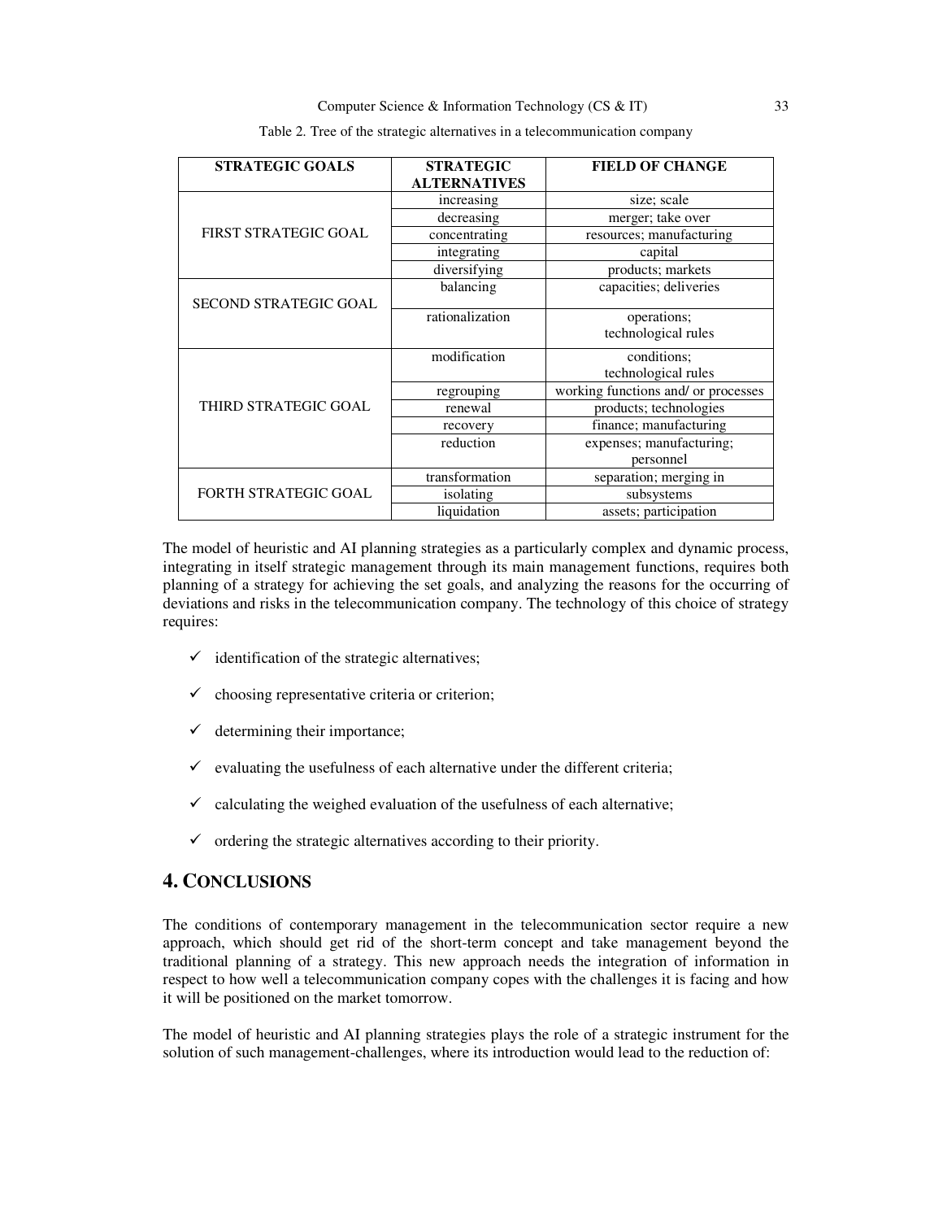Table 2. Tree of the strategic alternatives in a telecommunication company

| STRATEGIC GOALS | STRATEGIC ALTERNATIVES | FIELD OF CHANGE |
|---|---|---|
| FIRST STRATEGIC GOAL | increasing | size; scale |
| | decreasing | merger; take over |
| | concentrating | resources; manufacturing |
| | integrating | capital |
| | diversifying | products; markets |
| SECOND STRATEGIC GOAL | balancing | capacities; deliveries |
| | rationalization | operations; technological rules |
| THIRD STRATEGIC GOAL | modification | conditions; technological rules |
| | regrouping | working functions and/ or processes |
| | renewal | products; technologies |
| | recovery | finance; manufacturing |
| | reduction | expenses; manufacturing; personnel |
| FORTH STRATEGIC GOAL | transformation | separation; merging in |
| | isolating | subsystems |
| | liquidation | assets; participation |

The model of heuristic and AI planning strategies as a particularly complex and dynamic process, integrating in itself strategic management through its main management functions, requires both planning of a strategy for achieving the set goals, and analyzing the reasons for the occurring of deviations and risks in the telecommunication company. The technology of this choice of strategy requires:

- ✓ identification of the strategic alternatives;
- ✓ choosing representative criteria or criterion;
- ✓ determining their importance;
- ✓ evaluating the usefulness of each alternative under the different criteria;
- ✓ calculating the weighed evaluation of the usefulness of each alternative;
- ✓ ordering the strategic alternatives according to their priority.

## 4. CONCLUSIONS

The conditions of contemporary management in the telecommunication sector require a new approach, which should get rid of the short-term concept and take management beyond the traditional planning of a strategy. This new approach needs the integration of information in respect to how well a telecommunication company copes with the challenges it is facing and how it will be positioned on the market tomorrow.

The model of heuristic and AI planning strategies plays the role of a strategic instrument for the solution of such management-challenges, where its introduction would lead to the reduction of: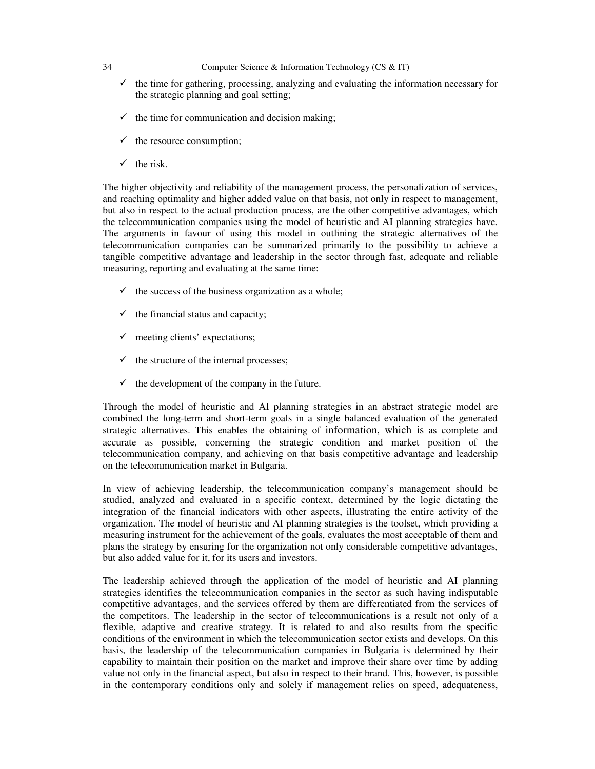- ✓ the time for gathering, processing, analyzing and evaluating the information necessary for the strategic planning and goal setting;
- ✓ the time for communication and decision making;
- ✓ the resource consumption;
- ✓ the risk.

The higher objectivity and reliability of the management process, the personalization of services, and reaching optimality and higher added value on that basis, not only in respect to management, but also in respect to the actual production process, are the other competitive advantages, which the telecommunication companies using the model of heuristic and AI planning strategies have. The arguments in favour of using this model in outlining the strategic alternatives of the telecommunication companies can be summarized primarily to the possibility to achieve a tangible competitive advantage and leadership in the sector through fast, adequate and reliable measuring, reporting and evaluating at the same time:

- ✓ the success of the business organization as a whole;
- ✓ the financial status and capacity;
- ✓ meeting clients' expectations;
- ✓ the structure of the internal processes;
- ✓ the development of the company in the future.

Through the model of heuristic and AI planning strategies in an abstract strategic model are combined the long-term and short-term goals in a single balanced evaluation of the generated strategic alternatives. This enables the obtaining of information, which is as complete and accurate as possible, concerning the strategic condition and market position of the telecommunication company, and achieving on that basis competitive advantage and leadership on the telecommunication market in Bulgaria.

In view of achieving leadership, the telecommunication company's management should be studied, analyzed and evaluated in a specific context, determined by the logic dictating the integration of the financial indicators with other aspects, illustrating the entire activity of the organization. The model of heuristic and AI planning strategies is the toolset, which providing a measuring instrument for the achievement of the goals, evaluates the most acceptable of them and plans the strategy by ensuring for the organization not only considerable competitive advantages, but also added value for it, for its users and investors.

The leadership achieved through the application of the model of heuristic and AI planning strategies identifies the telecommunication companies in the sector as such having indisputable competitive advantages, and the services offered by them are differentiated from the services of the competitors. The leadership in the sector of telecommunications is a result not only of a flexible, adaptive and creative strategy. It is related to and also results from the specific conditions of the environment in which the telecommunication sector exists and develops. On this basis, the leadership of the telecommunication companies in Bulgaria is determined by their capability to maintain their position on the market and improve their share over time by adding value not only in the financial aspect, but also in respect to their brand. This, however, is possible in the contemporary conditions only and solely if management relies on speed, adequateness,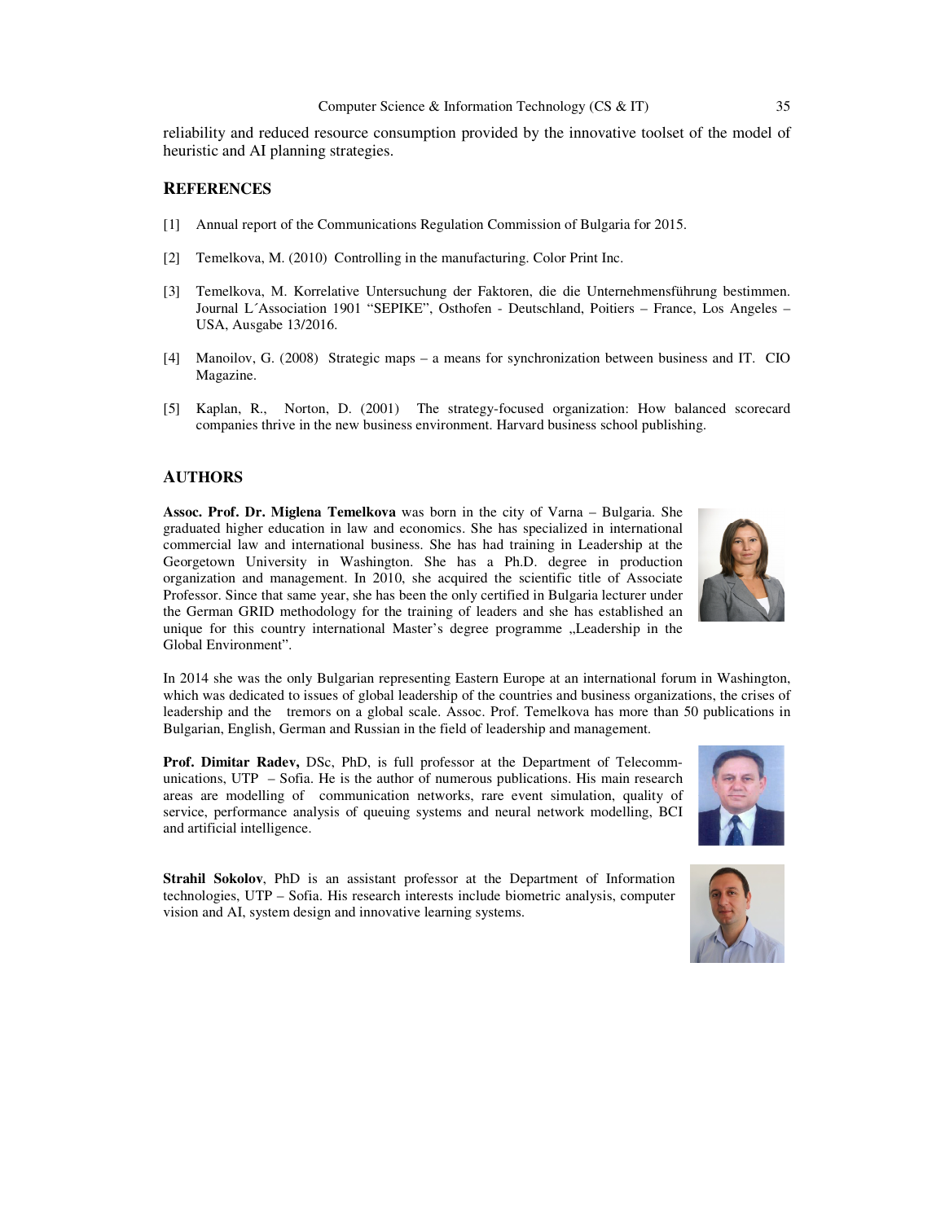reliability and reduced resource consumption provided by the innovative toolset of the model of heuristic and AI planning strategies.

## REFERENCES

[1] Annual report of the Communications Regulation Commission of Bulgaria for 2015.

[2] Temelkova, M. (2010) Controlling in the manufacturing. Color Print Inc.

[3] Temelkova, M. Korrelative Untersuchung der Faktoren, die die Unternehmensführung bestimmen. Journal L´Association 1901 "SEPIKE", Osthofen - Deutschland, Poitiers – France, Los Angeles – USA, Ausgabe 13/2016.

[4] Manoilov, G. (2008) Strategic maps – a means for synchronization between business and IT. CIO Magazine.

[5] Kaplan, R., Norton, D. (2001) The strategy-focused organization: How balanced scorecard companies thrive in the new business environment. Harvard business school publishing.

## AUTHORS

**Assoc. Prof. Dr. Miglena Temelkova** was born in the city of Varna – Bulgaria. She graduated higher education in law and economics. She has specialized in international commercial law and international business. She has had training in Leadership at the Georgetown University in Washington. She has a Ph.D. degree in production organization and management. In 2010, she acquired the scientific title of Associate Professor. Since that same year, she has been the only certified in Bulgaria lecturer under the German GRID methodology for the training of leaders and she has established an unique for this country international Master's degree programme „Leadership in the Global Environment".

In 2014 she was the only Bulgarian representing Eastern Europe at an international forum in Washington, which was dedicated to issues of global leadership of the countries and business organizations, the crises of leadership and the tremors on a global scale. Assoc. Prof. Temelkova has more than 50 publications in Bulgarian, English, German and Russian in the field of leadership and management.

**Prof. Dimitar Radev,** DSc, PhD, is full professor at the Department of Telecommunications, UTP – Sofia. He is the author of numerous publications. His main research areas are modelling of communication networks, rare event simulation, quality of service, performance analysis of queuing systems and neural network modelling, BCI and artificial intelligence.

**Strahil Sokolov**, PhD is an assistant professor at the Department of Information technologies, UTP – Sofia. His research interests include biometric analysis, computer vision and AI, system design and innovative learning systems.